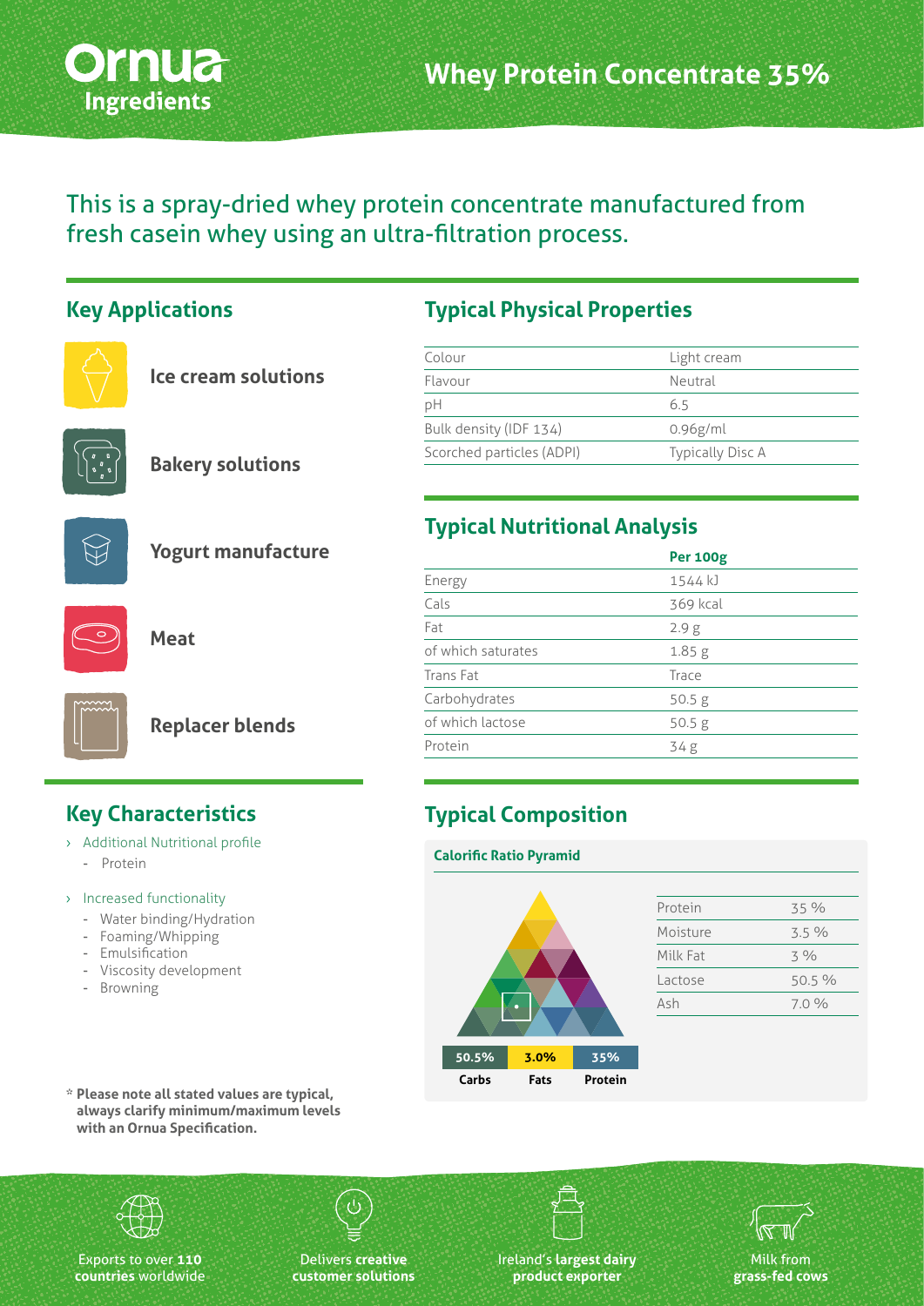# Ornua Ingredients

# Whey Protein Concentrate 35%

This is a spray-dried whey protein concentrate manufactured from fresh casein whey using an ultra-filtration process.

## Key Applications

- Ice cream solutions
- Bakery solutions
- Yogurt manufacture
- Meat
- Replacer blends

## Typical Physical Properties

| | |
|---|---|
| Colour | Light cream |
| Flavour | Neutral |
| pH | 6.5 |
| Bulk density (IDF 134) | 0.96g/ml |
| Scorched particles (ADPI) | Typically Disc A |

## Typical Nutritional Analysis

| | Per 100g |
|---|---|
| Energy | 1544 kJ |
| Cals | 369 kcal |
| Fat | 2.9 g |
| of which saturates | 1.85 g |
| Trans Fat | Trace |
| Carbohydrates | 50.5 g |
| of which lactose | 50.5 g |
| Protein | 34 g |

## Key Characteristics

› Additional Nutritional profile
  - Protein

› Increased functionality
  - Water binding/Hydration
  - Foaming/Whipping
  - Emulsification
  - Viscosity development
  - Browning

**\* Please note all stated values are typical, always clarify minimum/maximum levels with an Ornua Specification.**

## Typical Composition

**Calorific Ratio Pyramid**

| Carbs | Fats | Protein |
|---|---|---|
| 50.5% | 3.0% | 35% |

| | |
|---|---|
| Protein | 35 % |
| Moisture | 3.5 % |
| Milk Fat | 3 % |
| Lactose | 50.5 % |
| Ash | 7.0 % |

Exports to over **110 countries** worldwide

Delivers **creative customer solutions**

Ireland's **largest dairy product exporter**

Milk from **grass-fed cows**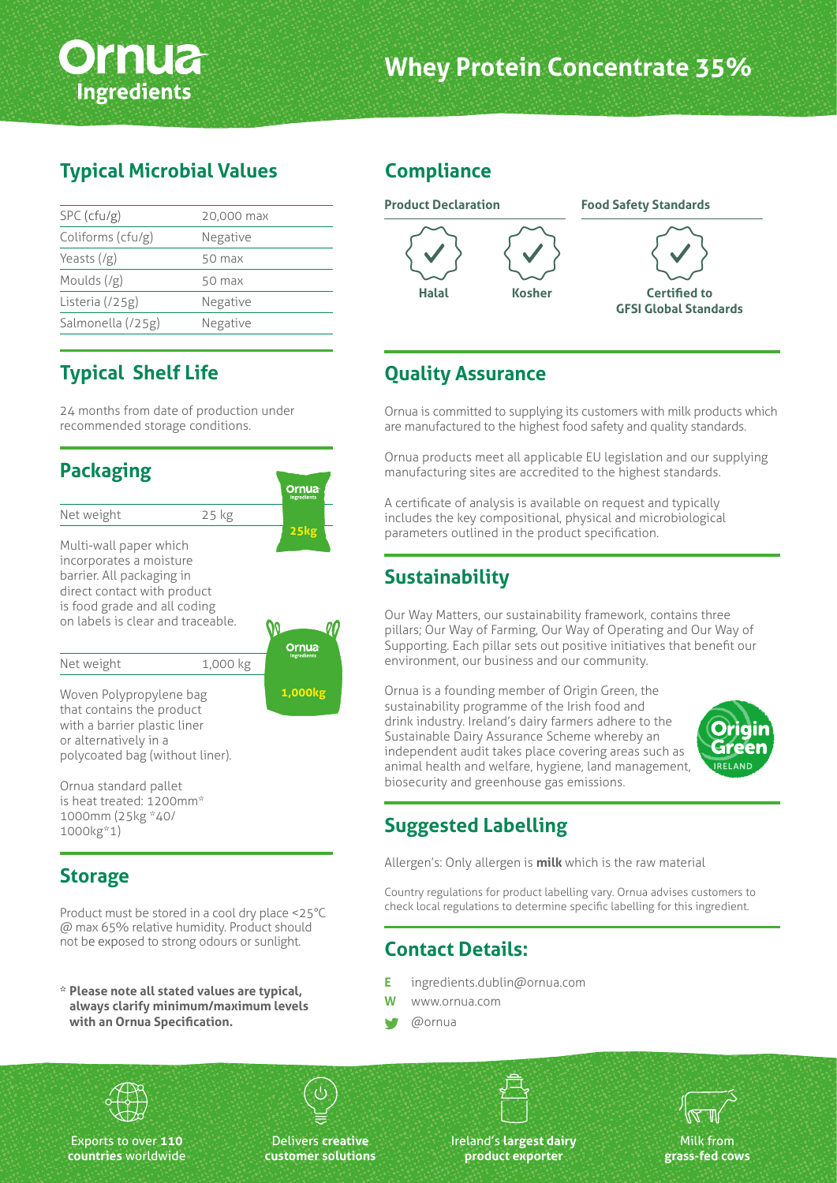# Whey Protein Concentrate 35%

## Typical Microbial Values

| | |
|---|---|
| SPC (cfu/g) | 20,000 max |
| Coliforms (cfu/g) | Negative |
| Yeasts (/g) | 50 max |
| Moulds (/g) | 50 max |
| Listeria (/25g) | Negative |
| Salmonella (/25g) | Negative |

## Typical Shelf Life

24 months from date of production under recommended storage conditions.

## Packaging

| | |
|---|---|
| Net weight | 25 kg |

Multi-wall paper which incorporates a moisture barrier. All packaging in direct contact with product is food grade and all coding on labels is clear and traceable.

| | |
|---|---|
| Net weight | 1,000 kg |

Woven Polypropylene bag that contains the product with a barrier plastic liner or alternatively in a polycoated bag (without liner).

Ornua standard pallet is heat treated: 1200mm* 1000mm (25kg *40/ 1000kg*1)

## Storage

Product must be stored in a cool dry place <25°C @ max 65% relative humidity. Product should not be exposed to strong odours or sunlight.

**\* Please note all stated values are typical, always clarify minimum/maximum levels with an Ornua Specification.**

## Compliance

**Product Declaration**

- Halal
- Kosher

**Food Safety Standards**

- Certified to GFSI Global Standards

## Quality Assurance

Ornua is committed to supplying its customers with milk products which are manufactured to the highest food safety and quality standards.

Ornua products meet all applicable EU legislation and our supplying manufacturing sites are accredited to the highest standards.

A certificate of analysis is available on request and typically includes the key compositional, physical and microbiological parameters outlined in the product specification.

## Sustainability

Our Way Matters, our sustainability framework, contains three pillars; Our Way of Farming, Our Way of Operating and Our Way of Supporting. Each pillar sets out positive initiatives that benefit our environment, our business and our community.

Ornua is a founding member of Origin Green, the sustainability programme of the Irish food and drink industry. Ireland's dairy farmers adhere to the Sustainable Dairy Assurance Scheme whereby an independent audit takes place covering areas such as animal health and welfare, hygiene, land management, biosecurity and greenhouse gas emissions.

## Suggested Labelling

Allergen's: Only allergen is **milk** which is the raw material

Country regulations for product labelling vary. Ornua advises customers to check local regulations to determine specific labelling for this ingredient.

## Contact Details:

**E** ingredients.dublin@ornua.com

**W** www.ornua.com

@ornua

Exports to over **110 countries** worldwide

Delivers **creative customer solutions**

Ireland's **largest dairy product exporter**

Milk from **grass-fed cows**